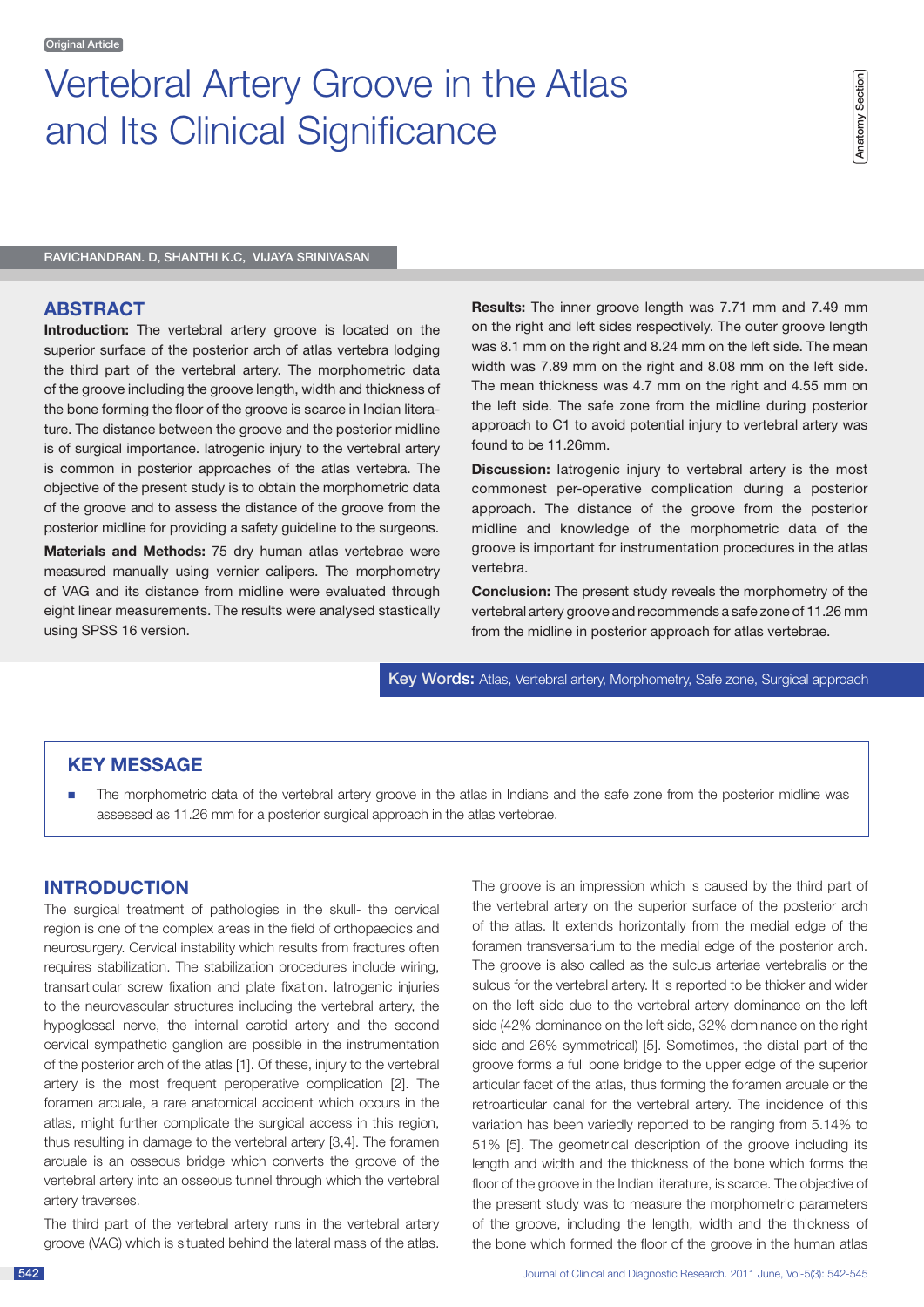Original Article

# Vertebral Artery Groove in the Atlas and Its Clinical Significance

Anatomy Section

RAVICHANDRAN. D, SHANTHI K.C, VIJAYA SRINIVASAN

## ABSTRACT

**Introduction:** The vertebral artery groove is located on the superior surface of the posterior arch of atlas vertebra lodging the third part of the vertebral artery. The morphometric data of the groove including the groove length, width and thickness of the bone forming the floor of the groove is scarce in Indian literature. The distance between the groove and the posterior midline is of surgical importance. Iatrogenic injury to the vertebral artery is common in posterior approaches of the atlas vertebra. The objective of the present study is to obtain the morphometric data of the groove and to assess the distance of the groove from the posterior midline for providing a safety guideline to the surgeons.

**Materials and Methods:** 75 dry human atlas vertebrae were measured manually using vernier calipers. The morphometry of VAG and its distance from midline were evaluated through eight linear measurements. The results were analysed stastically using SPSS 16 version.

**Results:** The inner groove length was 7.71 mm and 7.49 mm on the right and left sides respectively. The outer groove length was 8.1 mm on the right and 8.24 mm on the left side. The mean width was 7.89 mm on the right and 8.08 mm on the left side. The mean thickness was 4.7 mm on the right and 4.55 mm on the left side. The safe zone from the midline during posterior approach to C1 to avoid potential injury to vertebral artery was found to be 11.26mm.

**Discussion:** Iatrogenic injury to vertebral artery is the most commonest per-operative complication during a posterior approach. The distance of the groove from the posterior midline and knowledge of the morphometric data of the groove is important for instrumentation procedures in the atlas vertebra.

**Conclusion:** The present study reveals the morphometry of the vertebral artery groove and recommends a safe zone of 11.26 mm from the midline in posterior approach for atlas vertebrae.

**Key Words:** Atlas, Vertebral artery, Morphometry, Safe zone, Surgical approach

## KEY MESSAGE

- The morphometric data of the vertebral artery groove in the atlas in Indians and the safe zone from the posterior midline was assessed as 11.26 mm for a posterior surgical approach in the atlas vertebrae.

## INTRODUCTION

The surgical treatment of pathologies in the skull- the cervical region is one of the complex areas in the field of orthopaedics and neurosurgery. Cervical instability which results from fractures often requires stabilization. The stabilization procedures include wiring, transarticular screw fixation and plate fixation. Iatrogenic injuries to the neurovascular structures including the vertebral artery, the hypoglossal nerve, the internal carotid artery and the second cervical sympathetic ganglion are possible in the instrumentation of the posterior arch of the atlas [1]. Of these, injury to the vertebral artery is the most frequent peroperative complication [2]. The foramen arcuale, a rare anatomical accident which occurs in the atlas, might further complicate the surgical access in this region, thus resulting in damage to the vertebral artery [3,4]. The foramen arcuale is an osseous bridge which converts the groove of the vertebral artery into an osseous tunnel through which the vertebral artery traverses.

The third part of the vertebral artery runs in the vertebral artery groove (VAG) which is situated behind the lateral mass of the atlas. The groove is an impression which is caused by the third part of the vertebral artery on the superior surface of the posterior arch of the atlas. It extends horizontally from the medial edge of the foramen transversarium to the medial edge of the posterior arch. The groove is also called as the sulcus arteriae vertebralis or the sulcus for the vertebral artery. It is reported to be thicker and wider on the left side due to the vertebral artery dominance on the left side (42% dominance on the left side, 32% dominance on the right side and 26% symmetrical) [5]. Sometimes, the distal part of the groove forms a full bone bridge to the upper edge of the superior articular facet of the atlas, thus forming the foramen arcuale or the retroarticular canal for the vertebral artery. The incidence of this variation has been variedly reported to be ranging from 5.14% to 51% [5]. The geometrical description of the groove including its length and width and the thickness of the bone which forms the floor of the groove in the Indian literature, is scarce. The objective of the present study was to measure the morphometric parameters of the groove, including the length, width and the thickness of the bone which formed the floor of the groove in the human atlas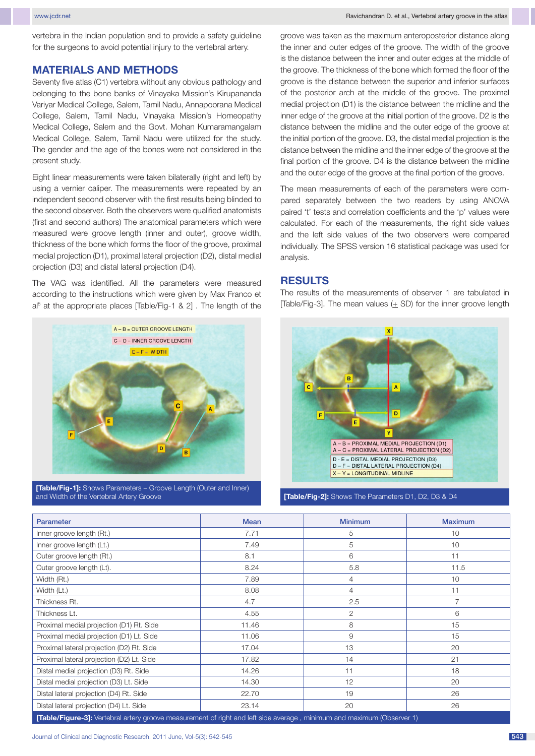vertebra in the Indian population and to provide a safety guideline for the surgeons to avoid potential injury to the vertebral artery.

## MATERIALS AND METHODS

Seventy five atlas (C1) vertebra without any obvious pathology and belonging to the bone banks of Vinayaka Mission's Kirupananda Variyar Medical College, Salem, Tamil Nadu, Annapoorana Medical College, Salem, Tamil Nadu, Vinayaka Mission's Homeopathy Medical College, Salem and the Govt. Mohan Kumaramangalam Medical College, Salem, Tamil Nadu were utilized for the study. The gender and the age of the bones were not considered in the present study.

Eight linear measurements were taken bilaterally (right and left) by using a vernier caliper. The measurements were repeated by an independent second observer with the first results being blinded to the second observer. Both the observers were qualified anatomists (first and second authors) The anatomical parameters which were measured were groove length (inner and outer), groove width, thickness of the bone which forms the floor of the groove, proximal medial projection (D1), proximal lateral projection (D2), distal medial projection (D3) and distal lateral projection (D4).

The VAG was identified. All the parameters were measured according to the instructions which were given by Max Franco et al[5] at the appropriate places [Table/Fig-1 & 2] . The length of the groove was taken as the maximum anteroposterior distance along the inner and outer edges of the groove. The width of the groove is the distance between the inner and outer edges at the middle of the groove. The thickness of the bone which formed the floor of the groove is the distance between the superior and inferior surfaces of the posterior arch at the middle of the groove. The proximal medial projection (D1) is the distance between the midline and the inner edge of the groove at the initial portion of the groove. D2 is the distance between the midline and the outer edge of the groove at the initial portion of the groove. D3, the distal medial projection is the distance between the midline and the inner edge of the groove at the final portion of the groove. D4 is the distance between the midline and the outer edge of the groove at the final portion of the groove.

The mean measurements of each of the parameters were compared separately between the two readers by using ANOVA paired 't' tests and correlation coefficients and the 'p' values were calculated. For each of the measurements, the right side values and the left side values of the two observers were compared individually. The SPSS version 16 statistical package was used for analysis.

## RESULTS

The results of the measurements of observer 1 are tabulated in [Table/Fig-3]. The mean values (± SD) for the inner groove length

**[Table/Fig-1]:** Shows Parameters – Groove Length (Outer and Inner) and Width of the Vertebral Artery Groove

**[Table/Fig-2]:** Shows The Parameters D1, D2, D3 & D4

| Parameter | Mean | Minimum | Maximum |
|---|---|---|---|
| Inner groove length (Rt.) | 7.71 | 5 | 10 |
| Inner groove length (Lt.) | 7.49 | 5 | 10 |
| Outer groove length (Rt.) | 8.1 | 6 | 11 |
| Outer groove length (Lt). | 8.24 | 5.8 | 11.5 |
| Width (Rt.) | 7.89 | 4 | 10 |
| Width (Lt.) | 8.08 | 4 | 11 |
| Thickness Rt. | 4.7 | 2.5 | 7 |
| Thickness Lt. | 4.55 | 2 | 6 |
| Proximal medial projection (D1) Rt. Side | 11.46 | 8 | 15 |
| Proximal medial projection (D1) Lt. Side | 11.06 | 9 | 15 |
| Proximal lateral projection (D2) Rt. Side | 17.04 | 13 | 20 |
| Proximal lateral projection (D2) Lt. Side | 17.82 | 14 | 21 |
| Distal medial projection (D3) Rt. Side | 14.26 | 11 | 18 |
| Distal medial projection (D3) Lt. Side | 14.30 | 12 | 20 |
| Distal lateral projection (D4) Rt. Side | 22.70 | 19 | 26 |
| Distal lateral projection (D4) Lt. Side | 23.14 | 20 | 26 |

**[Table/Figure-3]:** Vertebral artery groove measurement of right and left side average , minimum and maximum (Observer 1)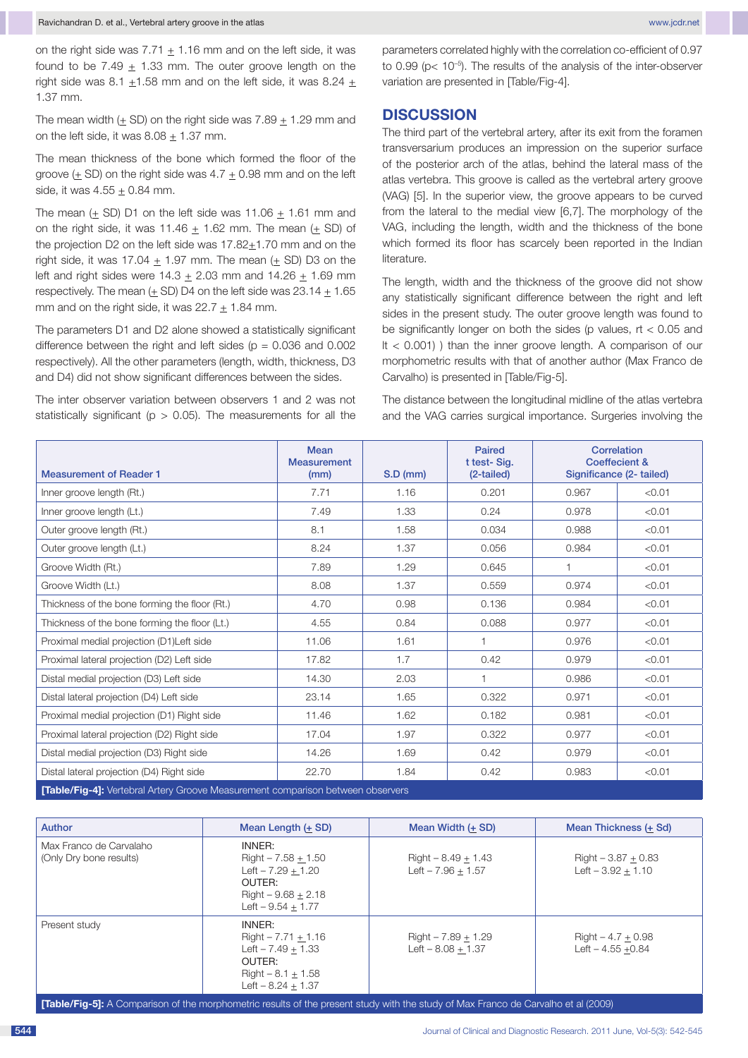on the right side was 7.71 + 1.16 mm and on the left side, it was found to be 7.49 + 1.33 mm. The outer groove length on the right side was 8.1 +1.58 mm and on the left side, it was 8.24 + 1.37 mm.

The mean width (+ SD) on the right side was 7.89 + 1.29 mm and on the left side, it was 8.08 + 1.37 mm.

The mean thickness of the bone which formed the floor of the groove (+ SD) on the right side was 4.7 + 0.98 mm and on the left side, it was 4.55 + 0.84 mm.

The mean (+ SD) D1 on the left side was 11.06 + 1.61 mm and on the right side, it was 11.46 + 1.62 mm. The mean (+ SD) of the projection D2 on the left side was 17.82+1.70 mm and on the right side, it was 17.04 + 1.97 mm. The mean (+ SD) D3 on the left and right sides were 14.3 + 2.03 mm and 14.26 + 1.69 mm respectively. The mean (+ SD) D4 on the left side was 23.14 + 1.65 mm and on the right side, it was 22.7 + 1.84 mm.

The parameters D1 and D2 alone showed a statistically significant difference between the right and left sides (p = 0.036 and 0.002 respectively). All the other parameters (length, width, thickness, D3 and D4) did not show significant differences between the sides.

The inter observer variation between observers 1 and 2 was not statistically significant ($p > 0.05$). The measurements for all the parameters correlated highly with the correlation co-efficient of 0.97 to 0.99 ($p < 10^{-5}$). The results of the analysis of the inter-observer variation are presented in [Table/Fig-4].

## DISCUSSION

The third part of the vertebral artery, after its exit from the foramen transversarium produces an impression on the superior surface of the posterior arch of the atlas, behind the lateral mass of the atlas vertebra. This groove is called as the vertebral artery groove (VAG) [5]. In the superior view, the groove appears to be curved from the lateral to the medial view [6,7]. The morphology of the VAG, including the length, width and the thickness of the bone which formed its floor has scarcely been reported in the Indian literature.

The length, width and the thickness of the groove did not show any statistically significant difference between the right and left sides in the present study. The outer groove length was found to be significantly longer on both the sides (p values, rt < 0.05 and lt < 0.001) ) than the inner groove length. A comparison of our morphometric results with that of another author (Max Franco de Carvalho) is presented in [Table/Fig-5].

The distance between the longitudinal midline of the atlas vertebra and the VAG carries surgical importance. Surgeries involving the

| Measurement of Reader 1 | Mean Measurement (mm) | S.D (mm) | Paired t test- Sig. (2-tailed) | Correlation Coeffecient & Significance (2- tailed) | |
|---|---|---|---|---|---|
| Inner groove length (Rt.) | 7.71 | 1.16 | 0.201 | 0.967 | <0.01 |
| Inner groove length (Lt.) | 7.49 | 1.33 | 0.24 | 0.978 | <0.01 |
| Outer groove length (Rt.) | 8.1 | 1.58 | 0.034 | 0.988 | <0.01 |
| Outer groove length (Lt.) | 8.24 | 1.37 | 0.056 | 0.984 | <0.01 |
| Groove Width (Rt.) | 7.89 | 1.29 | 0.645 | 1 | <0.01 |
| Groove Width (Lt.) | 8.08 | 1.37 | 0.559 | 0.974 | <0.01 |
| Thickness of the bone forming the floor (Rt.) | 4.70 | 0.98 | 0.136 | 0.984 | <0.01 |
| Thickness of the bone forming the floor (Lt.) | 4.55 | 0.84 | 0.088 | 0.977 | <0.01 |
| Proximal medial projection (D1)Left side | 11.06 | 1.61 | 1 | 0.976 | <0.01 |
| Proximal lateral projection (D2) Left side | 17.82 | 1.7 | 0.42 | 0.979 | <0.01 |
| Distal medial projection (D3) Left side | 14.30 | 2.03 | 1 | 0.986 | <0.01 |
| Distal lateral projection (D4) Left side | 23.14 | 1.65 | 0.322 | 0.971 | <0.01 |
| Proximal medial projection (D1) Right side | 11.46 | 1.62 | 0.182 | 0.981 | <0.01 |
| Proximal lateral projection (D2) Right side | 17.04 | 1.97 | 0.322 | 0.977 | <0.01 |
| Distal medial projection (D3) Right side | 14.26 | 1.69 | 0.42 | 0.979 | <0.01 |
| Distal lateral projection (D4) Right side | 22.70 | 1.84 | 0.42 | 0.983 | <0.01 |

**[Table/Fig-4]:** Vertebral Artery Groove Measurement comparison between observers

| Author | Mean Length (+ SD) | Mean Width (+ SD) | Mean Thickness (+ Sd) |
|---|---|---|---|
| Max Franco de Carvalaho (Only Dry bone results) | INNER: Right – 7.58 + 1.50 Left – 7.29 + 1.20 OUTER: Right – 9.68 + 2.18 Left – 9.54 + 1.77 | Right – 8.49 + 1.43 Left – 7.96 + 1.57 | Right – 3.87 + 0.83 Left – 3.92 + 1.10 |
| Present study | INNER: Right – 7.71 + 1.16 Left – 7.49 + 1.33 OUTER: Right – 8.1 + 1.58 Left – 8.24 + 1.37 | Right – 7.89 + 1.29 Left – 8.08 + 1.37 | Right – 4.7 + 0.98 Left – 4.55 +0.84 |

**[Table/Fig-5]:** A Comparison of the morphometric results of the present study with the study of Max Franco de Carvalho et al (2009)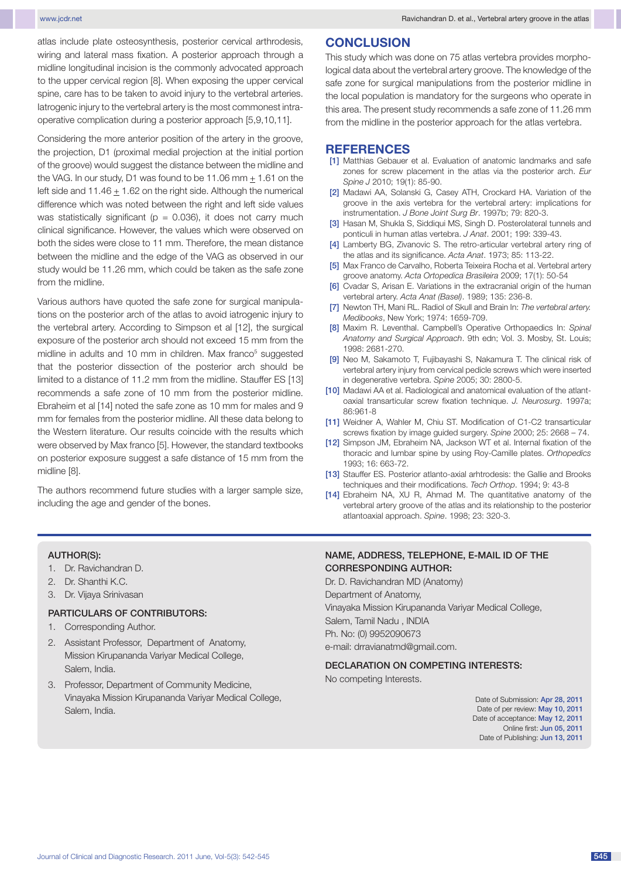atlas include plate osteosynthesis, posterior cervical arthrodesis, wiring and lateral mass fixation. A posterior approach through a midline longitudinal incision is the commonly advocated approach to the upper cervical region [8]. When exposing the upper cervical spine, care has to be taken to avoid injury to the vertebral arteries. Iatrogenic injury to the vertebral artery is the most commonest intra-operative complication during a posterior approach [5,9,10,11].

Considering the more anterior position of the artery in the groove, the projection, D1 (proximal medial projection at the initial portion of the groove) would suggest the distance between the midline and the VAG. In our study, D1 was found to be 11.06 mm $\pm$ 1.61 on the left side and 11.46 $\pm$ 1.62 on the right side. Although the numerical difference which was noted between the right and left side values was statistically significant ($p = 0.036$), it does not carry much clinical significance. However, the values which were observed on both the sides were close to 11 mm. Therefore, the mean distance between the midline and the edge of the VAG as observed in our study would be 11.26 mm, which could be taken as the safe zone from the midline.

Various authors have quoted the safe zone for surgical manipulations on the posterior arch of the atlas to avoid iatrogenic injury to the vertebral artery. According to Simpson et al [12], the surgical exposure of the posterior arch should not exceed 15 mm from the midline in adults and 10 mm in children. Max franco[5] suggested that the posterior dissection of the posterior arch should be limited to a distance of 11.2 mm from the midline. Stauffer ES [13] recommends a safe zone of 10 mm from the posterior midline. Ebraheim et al [14] noted the safe zone as 10 mm for males and 9 mm for females from the posterior midline. All these data belong to the Western literature. Our results coincide with the results which were observed by Max franco [5]. However, the standard textbooks on posterior exposure suggest a safe distance of 15 mm from the midline [8].

The authors recommend future studies with a larger sample size, including the age and gender of the bones.

## CONCLUSION

This study which was done on 75 atlas vertebra provides morphological data about the vertebral artery groove. The knowledge of the safe zone for surgical manipulations from the posterior midline in the local population is mandatory for the surgeons who operate in this area. The present study recommends a safe zone of 11.26 mm from the midline in the posterior approach for the atlas vertebra.

## REFERENCES

[1] Matthias Gebauer et al. Evaluation of anatomic landmarks and safe zones for screw placement in the atlas via the posterior arch. *Eur Spine J* 2010; 19(1): 85-90.

[2] Madawi AA, Solanski G, Casey ATH, Crockard HA. Variation of the groove in the axis vertebra for the vertebral artery: implications for instrumentation. *J Bone Joint Surg Br*. 1997b; 79: 820-3.

[3] Hasan M, Shukla S, Siddiqui MS, Singh D. Posterolateral tunnels and ponticuli in human atlas vertebra. *J Anat*. 2001; 199: 339-43.

[4] Lamberty BG, Zivanovic S. The retro-articular vertebral artery ring of the atlas and its significance. *Acta Anat*. 1973; 85: 113-22.

[5] Max Franco de Carvalho, Roberta Teixeira Rocha et al. Vertebral artery groove anatomy. *Acta Ortopedica Brasileira* 2009; 17(1): 50-54

[6] Cvadar S, Arisan E. Variations in the extracranial origin of the human vertebral artery. *Acta Anat (Basel)*. 1989; 135: 236-8.

[7] Newton TH, Mani RL. Radiol of Skull and Brain In: *The vertebral artery. Medibooks*, New York; 1974: 1659-709.

[8] Maxim R. Leventhal. Campbell's Operative Orthopaedics In: *Spinal Anatomy and Surgical Approach*. 9th edn; Vol. 3. Mosby, St. Louis; 1998: 2681-270.

[9] Neo M, Sakamoto T, Fujibayashi S, Nakamura T. The clinical risk of vertebral artery injury from cervical pedicle screws which were inserted in degenerative vertebra. *Spine* 2005; 30: 2800-5.

[10] Madawi AA et al. Radiological and anatomical evaluation of the atlant-oaxial transarticular screw fixation technique. *J. Neurosurg*. 1997a; 86:961-8

[11] Weidner A, Wahler M, Chiu ST. Modification of C1-C2 transarticular screws fixation by image guided surgery. *Spine* 2000; 25: 2668 – 74.

[12] Simpson JM, Ebraheim NA, Jackson WT et al. Internal fixation of the thoracic and lumbar spine by using Roy-Camille plates. *Orthopedics* 1993; 16: 663-72.

[13] Stauffer ES. Posterior atlanto-axial arhtrodesis: the Gallie and Brooks techniques and their modifications. *Tech Orthop*. 1994; 9: 43-8

[14] Ebraheim NA, XU R, Ahmad M. The quantitative anatomy of the vertebral artery groove of the atlas and its relationship to the posterior atlantoaxial approach. *Spine*. 1998; 23: 320-3.

---

### AUTHOR(S):

1. Dr. Ravichandran D.
2. Dr. Shanthi K.C.
3. Dr. Vijaya Srinivasan

### PARTICULARS OF CONTRIBUTORS:

1. Corresponding Author.
2. Assistant Professor, Department of Anatomy, Mission Kirupananda Variyar Medical College, Salem, India.
3. Professor, Department of Community Medicine, Vinayaka Mission Kirupananda Variyar Medical College, Salem, India.

### NAME, ADDRESS, TELEPHONE, E-MAIL ID OF THE CORRESPONDING AUTHOR:

Dr. D. Ravichandran MD (Anatomy)
Department of Anatomy,
Vinayaka Mission Kirupananda Variyar Medical College,
Salem, Tamil Nadu , INDIA
Ph. No: (0) 9952090673
e-mail: drravianatmd@gmail.com.

### DECLARATION ON COMPETING INTERESTS:

No competing Interests.

Date of Submission: Apr 28, 2011
Date of per review: May 10, 2011
Date of acceptance: May 12, 2011
Online first: Jun 05, 2011
Date of Publishing: Jun 13, 2011